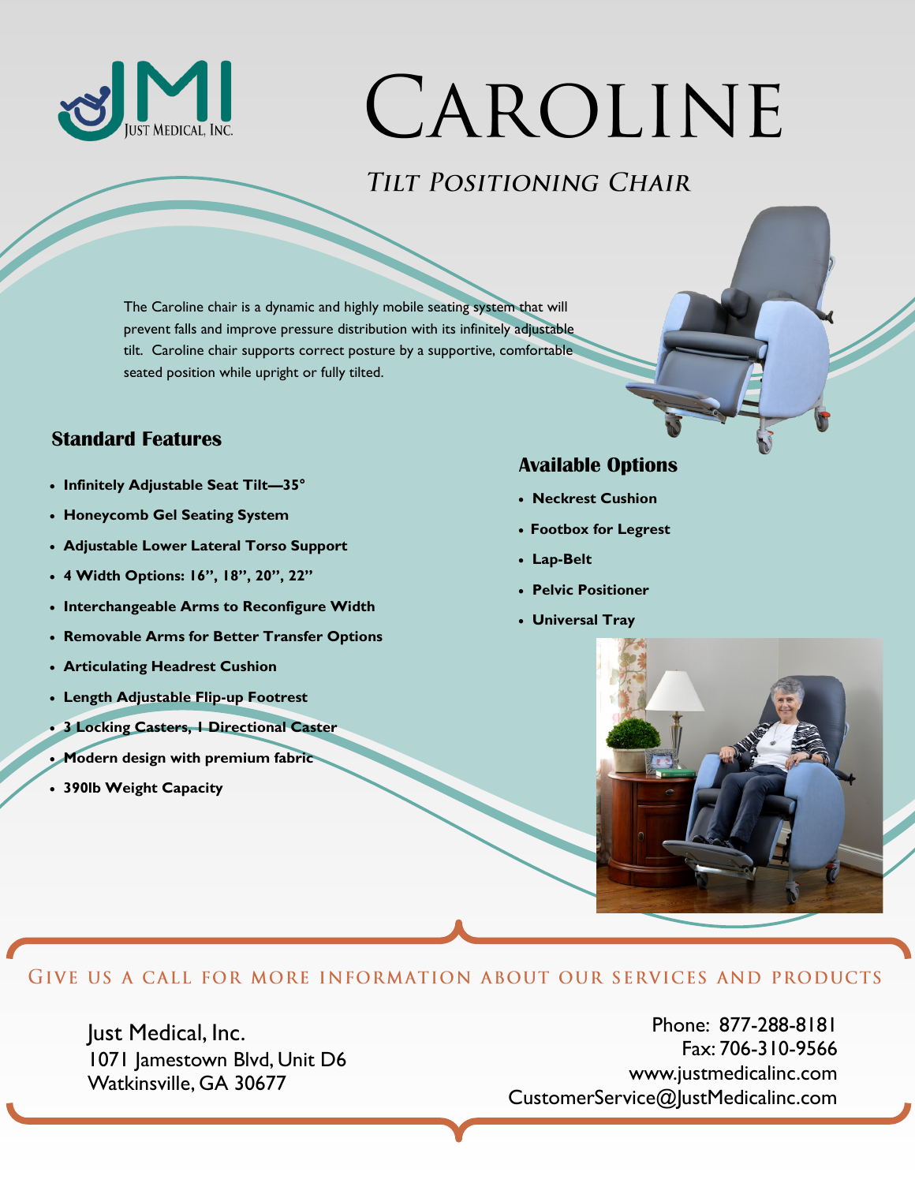JMI Just Medical, Inc.

# Caroline

## *Tilt Positioning Chair*

The Caroline chair is a dynamic and highly mobile seating system that will prevent falls and improve pressure distribution with its infinitely adjustable tilt. Caroline chair supports correct posture by a supportive, comfortable seated position while upright or fully tilted.

### Standard Features

- **Infinitely Adjustable Seat Tilt—35°**
- **Honeycomb Gel Seating System**
- **Adjustable Lower Lateral Torso Support**
- **4 Width Options: 16", 18", 20", 22"**
- **Interchangeable Arms to Reconfigure Width**
- **Removable Arms for Better Transfer Options**
- **Articulating Headrest Cushion**
- **Length Adjustable Flip-up Footrest**
- **3 Locking Casters, 1 Directional Caster**
- **Modern design with premium fabric**
- **390lb Weight Capacity**

### Available Options

- **Neckrest Cushion**
- **Footbox for Legrest**
- **Lap-Belt**
- **Pelvic Positioner**
- **Universal Tray**

GIVE US A CALL FOR MORE INFORMATION ABOUT OUR SERVICES AND PRODUCTS

Just Medical, Inc.
1071 Jamestown Blvd, Unit D6
Watkinsville, GA 30677

Phone: 877-288-8181
Fax: 706-310-9566
www.justmedicalinc.com
CustomerService@JustMedicalinc.com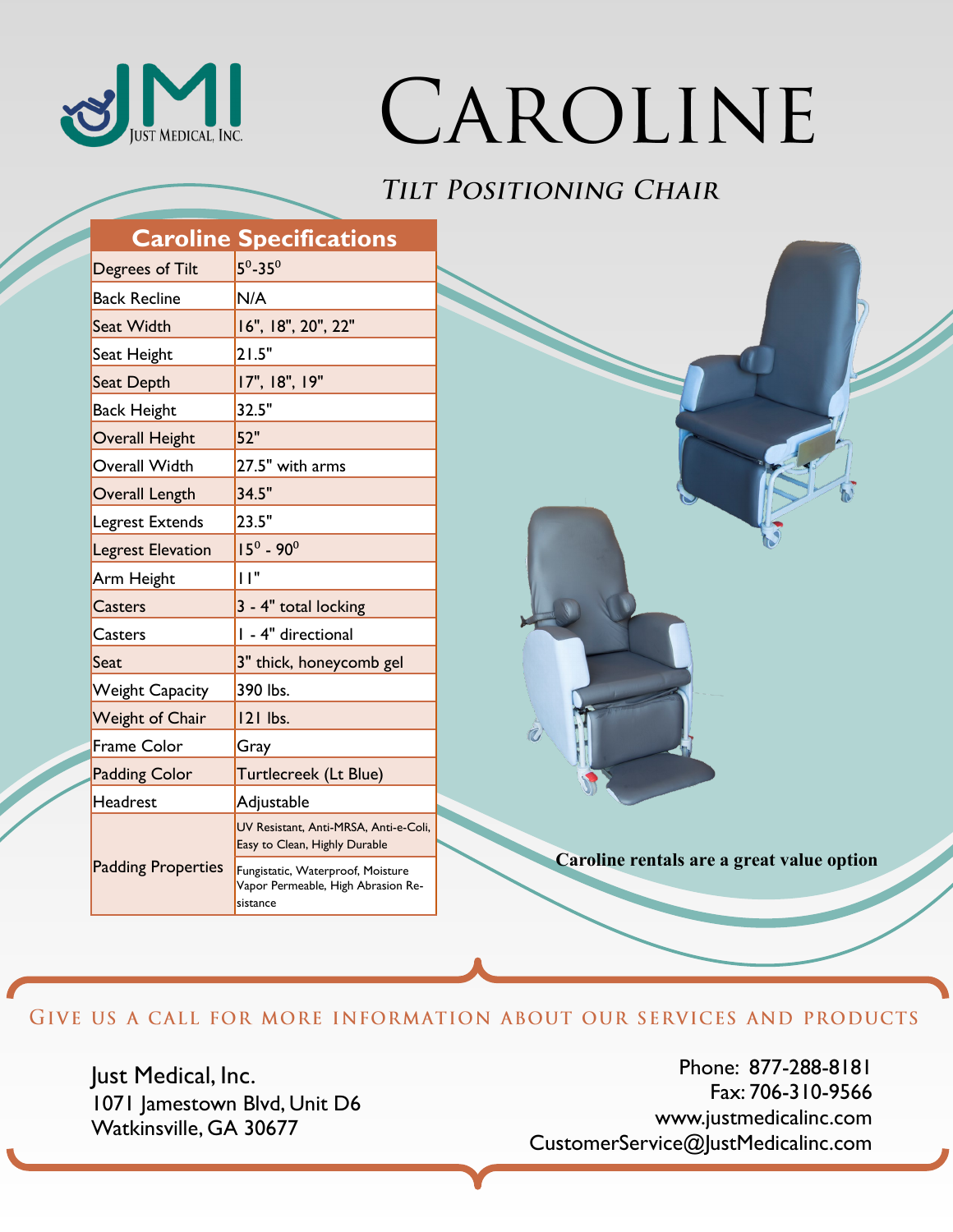JMI Just Medical, Inc.

# Caroline

## Tilt Positioning Chair

| Caroline Specifications | |
|---|---|
| Degrees of Tilt | $5^0$-$35^0$ |
| Back Recline | N/A |
| Seat Width | 16", 18", 20", 22" |
| Seat Height | 21.5" |
| Seat Depth | 17", 18", 19" |
| Back Height | 32.5" |
| Overall Height | 52" |
| Overall Width | 27.5" with arms |
| Overall Length | 34.5" |
| Legrest Extends | 23.5" |
| Legrest Elevation | $15^0$ - $90^0$ |
| Arm Height | 11" |
| Casters | 3 - 4" total locking |
| Casters | 1 - 4" directional |
| Seat | 3" thick, honeycomb gel |
| Weight Capacity | 390 lbs. |
| Weight of Chair | 121 lbs. |
| Frame Color | Gray |
| Padding Color | Turtlecreek (Lt Blue) |
| Headrest | Adjustable |
| Padding Properties | UV Resistant, Anti-MRSA, Anti-e-Coli, Easy to Clean, Highly Durable |
| | Fungistatic, Waterproof, Moisture Vapor Permeable, High Abrasion Resistance |

**Caroline rentals are a great value option**

Give us a call for more information about our services and products

Just Medical, Inc.
1071 Jamestown Blvd, Unit D6
Watkinsville, GA 30677

Phone: 877-288-8181
Fax: 706-310-9566
www.justmedicalinc.com
CustomerService@JustMedicalinc.com